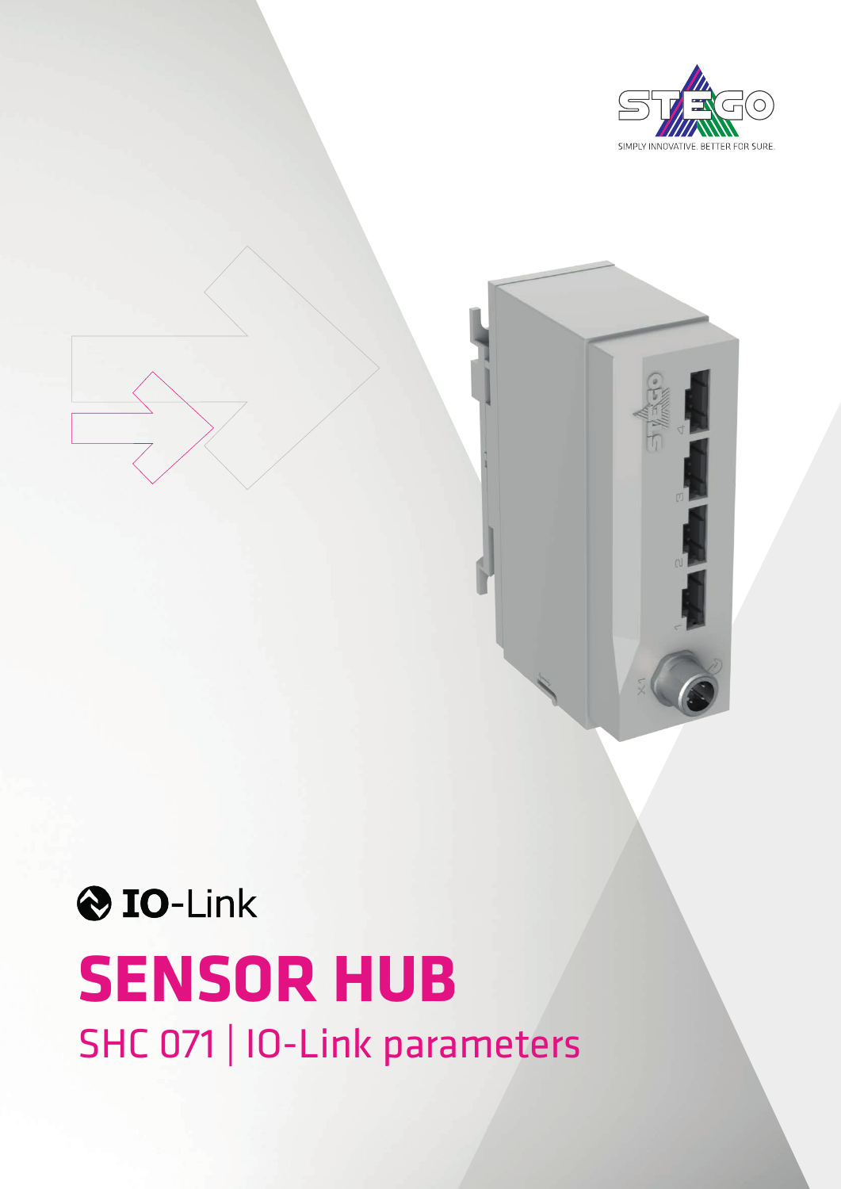STEGO

SIMPLY INNOVATIVE. BETTER FOR SURE.

IO-Link

# SENSOR HUB

## SHC 071 | IO-Link parameters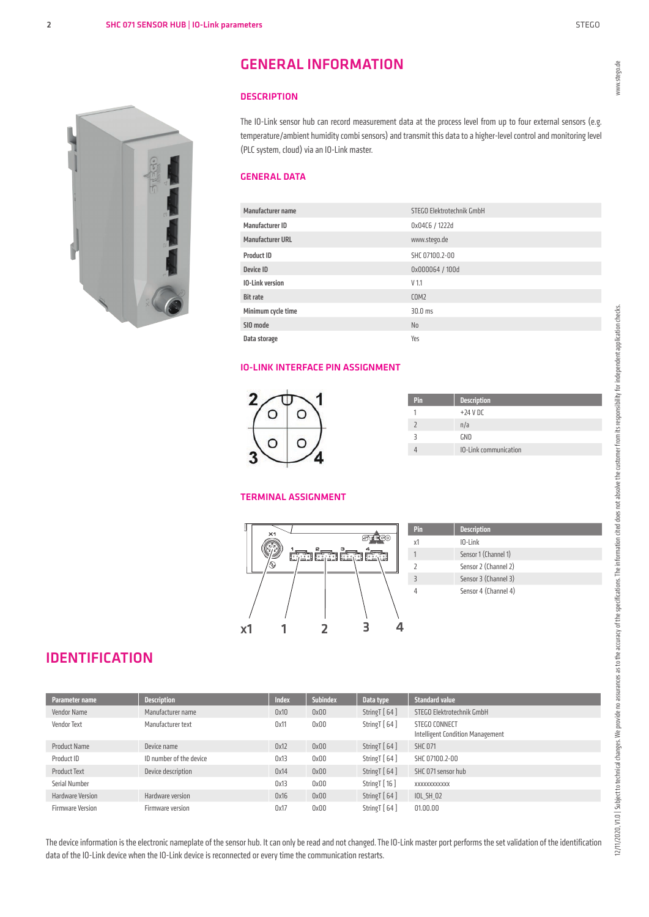# GENERAL INFORMATION

## DESCRIPTION

The IO-Link sensor hub can record measurement data at the process level from up to four external sensors (e.g. temperature/ambient humidity combi sensors) and transmit this data to a higher-level control and monitoring level (PLC system, cloud) via an IO-Link master.

## GENERAL DATA

| | |
|---|---|
| **Manufacturer name** | STEGO Elektrotechnik GmbH |
| **Manufacturer ID** | 0x04C6 / 1222d |
| **Manufacturer URL** | www.stego.de |
| **Product ID** | SHC 07100.2-00 |
| **Device ID** | 0x000064 / 100d |
| **IO-Link version** | V 1.1 |
| **Bit rate** | COM2 |
| **Minimum cycle time** | 30.0 ms |
| **SIO mode** | No |
| **Data storage** | Yes |

## IO-LINK INTERFACE PIN ASSIGNMENT

| Pin | Description |
|---|---|
| 1 | +24 V DC |
| 2 | n/a |
| 3 | GND |
| 4 | IO-Link communication |

## TERMINAL ASSIGNMENT

| Pin | Description |
|---|---|
| x1 | IO-Link |
| 1 | Sensor 1 (Channel 1) |
| 2 | Sensor 2 (Channel 2) |
| 3 | Sensor 3 (Channel 3) |
| 4 | Sensor 4 (Channel 4) |

# IDENTIFICATION

| Parameter name | Description | Index | Subindex | Data type | Standard value |
|---|---|---|---|---|---|
| Vendor Name | Manufacturer name | 0x10 | 0x00 | StringT [ 64 ] | STEGO Elektrotechnik GmbH |
| Vendor Text | Manufacturer text | 0x11 | 0x00 | StringT [ 64 ] | STEGO CONNECT Intelligent Condition Management |
| Product Name | Device name | 0x12 | 0x00 | StringT [ 64 ] | SHC 071 |
| Product ID | ID number of the device | 0x13 | 0x00 | StringT [ 64 ] | SHC 07100.2-00 |
| Product Text | Device description | 0x14 | 0x00 | StringT [ 64 ] | SHC 071 sensor hub |
| Serial Number | | 0x13 | 0x00 | StringT [ 16 ] | xxxxxxxxxxxx |
| Hardware Version | Hardware version | 0x16 | 0x00 | StringT [ 64 ] | IOL_SH_02 |
| Firmware Version | Firmware version | 0x17 | 0x00 | StringT [ 64 ] | 01.00.00 |

The device information is the electronic nameplate of the sensor hub. It can only be read and not changed. The IO-Link master port performs the set validation of the identification data of the IO-Link device when the IO-Link device is reconnected or every time the communication restarts.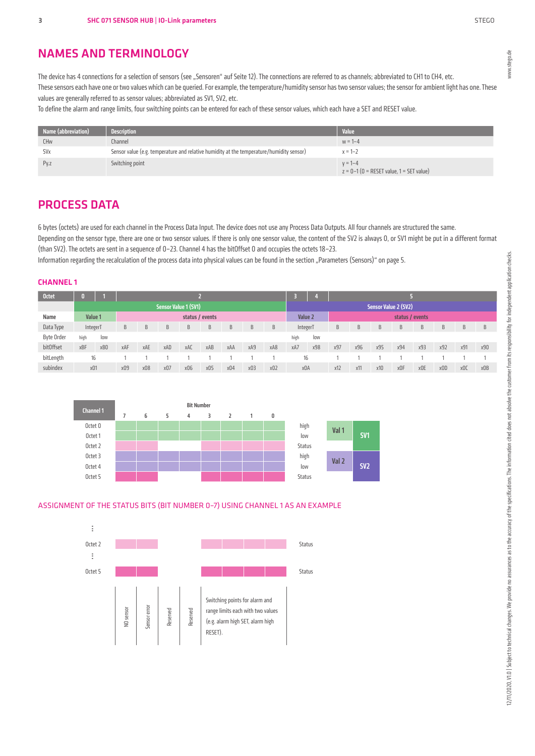# NAMES AND TERMINOLOGY

The device has 4 connections for a selection of sensors (see „Sensoren" auf Seite 12). The connections are referred to as channels; abbreviated to CH1 to CH4, etc.
These sensors each have one or two values which can be queried. For example, the temperature/humidity sensor has two sensor values; the sensor for ambient light has one. These values are generally referred to as sensor values; abbreviated as SV1, SV2, etc.
To define the alarm and range limits, four switching points can be entered for each of these sensor values, which each have a SET and RESET value.

| Name (abbreviation) | Description | Value |
|---|---|---|
| CHw | Channel | w = 1–4 |
| SVx | Sensor value (e.g. temperature and relative humidity at the temperature/humidity sensor) | x = 1–2 |
| Py.z | Switching point | y = 1–4<br>z = 0–1 (0 = RESET value, 1 = SET value) |

# PROCESS DATA

6 bytes (octets) are used for each channel in the Process Data Input. The device does not use any Process Data Outputs. All four channels are structured the same.
Depending on the sensor type, there are one or two sensor values. If there is only one sensor value, the content of the SV2 is always 0, or SV1 might be put in a different format (than SV2). The octets are sent in a sequence of 0–23. Channel 4 has the bitOffset 0 and occupies the octets 18–23.
Information regarding the recalculation of the process data into physical values can be found in the section „Parameters (Sensors)" on page 5.

## CHANNEL 1

| Octet | 0 | 1 | 2 | | | | | | | | 3 | 4 | 5 | | | | | | | |
|---|---|---|---|---|---|---|---|---|---|---|---|---|---|---|---|---|---|---|---|---|
| | Sensor Value 1 (SV1) | | | | | | | | | | Sensor Value 2 (SV2) | | | | | | | | | |
| Name | Value 1 | | status / events | | | | | | | | Value 2 | | status / events | | | | | | | |
| Data Type | IntegerT | | B | B | B | B | B | B | B | B | IntegerT | | B | B | B | B | B | B | B | B |
| Byte Order | high | low | | | | | | | | | high | low | | | | | | | | |
| bitOffset | xBF | xB0 | xAF | xAE | xAD | xAC | xAB | xAA | xA9 | xA8 | xA7 | x98 | x97 | x96 | x95 | x94 | x93 | x92 | x91 | x90 |
| bitLength | 16 | | 1 | 1 | 1 | 1 | 1 | 1 | 1 | 1 | 16 | | 1 | 1 | 1 | 1 | 1 | 1 | 1 | 1 |
| subindex | x01 | | x09 | x08 | x07 | x06 | x05 | x04 | x03 | x02 | x0A | | x12 | x11 | x10 | x0F | x0E | x0D | x0C | x0B |

| Channel 1 | Bit Number 7 | 6 | 5 | 4 | 3 | 2 | 1 | 0 | | | |
|---|---|---|---|---|---|---|---|---|---|---|---|
| Octet 0 | | | | | | | | | high | Val 1 | SV1 |
| Octet 1 | | | | | | | | | low | | |
| Octet 2 | | | | | | | | | Status | | |
| Octet 3 | | | | | | | | | high | Val 2 | SV2 |
| Octet 4 | | | | | | | | | low | | |
| Octet 5 | | | | | | | | | Status | | |

### ASSIGNMENT OF THE STATUS BITS (BIT NUMBER 0–7) USING CHANNEL 1 AS AN EXAMPLE

| | 7 | 6 | 5 | 4 | 3 | 2 | 1 | 0 | |
|---|---|---|---|---|---|---|---|---|---|
| Octet 2 | | | | | | | | | Status |
| Octet 5 | | | | | | | | | Status |
| | NO sensor | Sensor error | Reserved | Reserved | Switching points for alarm and range limits each with two values (e.g. alarm high SET, alarm high RESET). | | | | |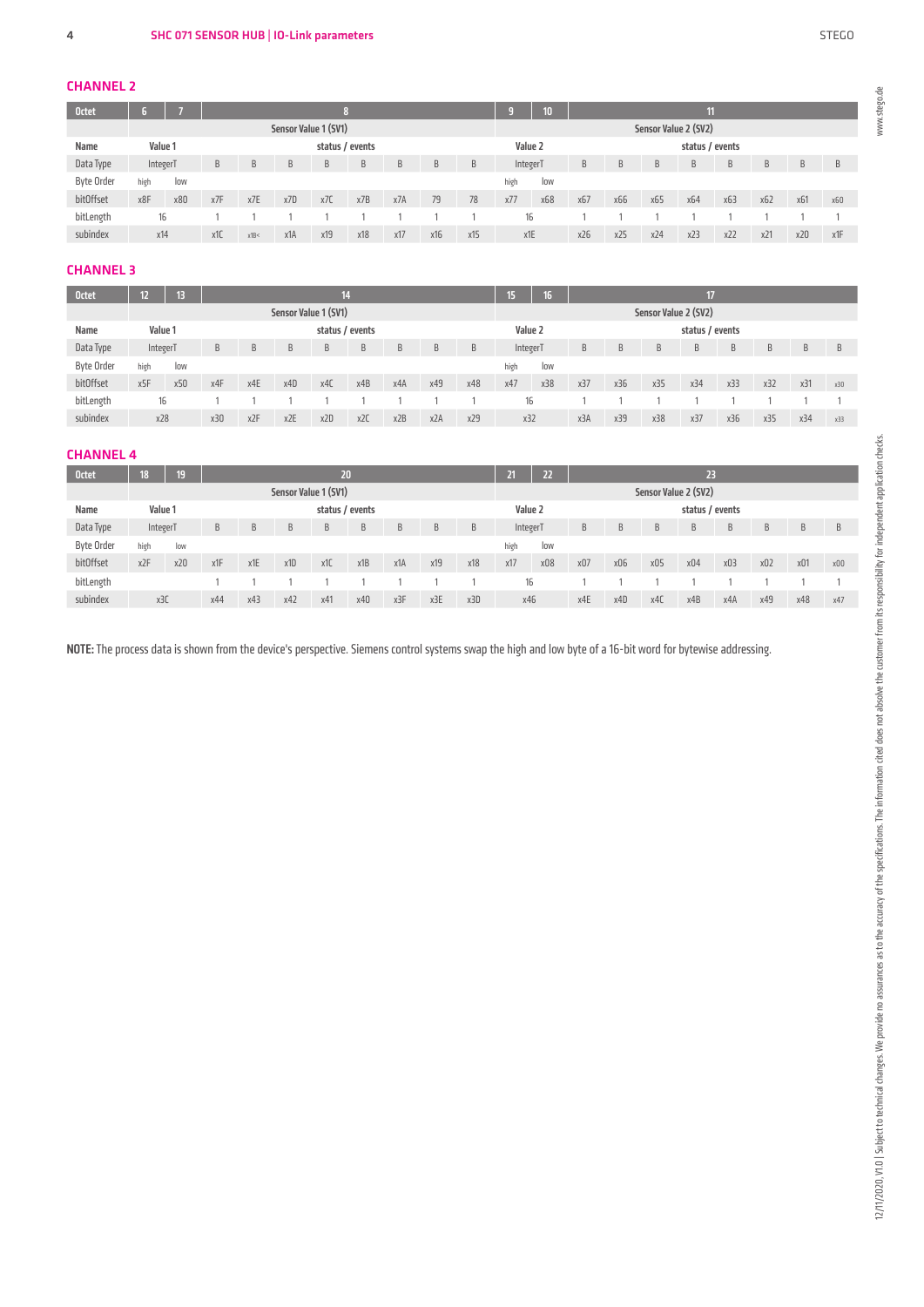## CHANNEL 2

| Octet | 6 | 7 | 8 | | | | | | | | 9 | 10 | 11 | | | | | | | |
|---|---|---|---|---|---|---|---|---|---|---|---|---|---|---|---|---|---|---|---|---|
| | Sensor Value 1 (SV1) | | | | | | | | | | Sensor Value 2 (SV2) | | | | | | | | | |
| Name | Value 1 | | status / events | | | | | | | | Value 2 | | status / events | | | | | | | |
| Data Type | IntegerT | | B | B | B | B | B | B | B | B | IntegerT | | B | B | B | B | B | B | B | B |
| Byte Order | high | low | | | | | | | | | high | low | | | | | | | | |
| bitOffset | x8F | x80 | x7F | x7E | x7D | x7C | x7B | x7A | 79 | 78 | x77 | x68 | x67 | x66 | x65 | x64 | x63 | x62 | x61 | x60 |
| bitLength | 16 | | 1 | 1 | 1 | 1 | 1 | 1 | 1 | 1 | 16 | | 1 | 1 | 1 | 1 | 1 | 1 | 1 | 1 |
| subindex | x14 | | x1C | x1B< | x1A | x19 | x18 | x17 | x16 | x15 | x1E | | x26 | x25 | x24 | x23 | x22 | x21 | x20 | x1F |

## CHANNEL 3

| Octet | 12 | 13 | 14 | | | | | | | | 15 | 16 | 17 | | | | | | | |
|---|---|---|---|---|---|---|---|---|---|---|---|---|---|---|---|---|---|---|---|---|
| | Sensor Value 1 (SV1) | | | | | | | | | | Sensor Value 2 (SV2) | | | | | | | | | |
| Name | Value 1 | | status / events | | | | | | | | Value 2 | | status / events | | | | | | | |
| Data Type | IntegerT | | B | B | B | B | B | B | B | B | IntegerT | | B | B | B | B | B | B | B | B |
| Byte Order | high | low | | | | | | | | | high | low | | | | | | | | |
| bitOffset | x5F | x50 | x4F | x4E | x4D | x4C | x4B | x4A | x49 | x48 | x47 | x38 | x37 | x36 | x35 | x34 | x33 | x32 | x31 | x30 |
| bitLength | 16 | | 1 | 1 | 1 | 1 | 1 | 1 | 1 | 1 | 16 | | 1 | 1 | 1 | 1 | 1 | 1 | 1 | 1 |
| subindex | x28 | | x30 | x2F | x2E | x2D | x2C | x2B | x2A | x29 | x32 | | x3A | x39 | x38 | x37 | x36 | x35 | x34 | x33 |

## CHANNEL 4

| Octet | 18 | 19 | 20 | | | | | | | | 21 | 22 | 23 | | | | | | | |
|---|---|---|---|---|---|---|---|---|---|---|---|---|---|---|---|---|---|---|---|---|
| | Sensor Value 1 (SV1) | | | | | | | | | | Sensor Value 2 (SV2) | | | | | | | | | |
| Name | Value 1 | | status / events | | | | | | | | Value 2 | | status / events | | | | | | | |
| Data Type | IntegerT | | B | B | B | B | B | B | B | B | IntegerT | | B | B | B | B | B | B | B | B |
| Byte Order | high | low | | | | | | | | | high | low | | | | | | | | |
| bitOffset | x2F | x20 | x1F | x1E | x1D | x1C | x1B | x1A | x19 | x18 | x17 | x08 | x07 | x06 | x05 | x04 | x03 | x02 | x01 | x00 |
| bitLength | | | 1 | 1 | 1 | 1 | 1 | 1 | 1 | 1 | 16 | | 1 | 1 | 1 | 1 | 1 | 1 | 1 | 1 |
| subindex | x3C | | x44 | x43 | x42 | x41 | x40 | x3F | x3E | x3D | x46 | | x4E | x4D | x4C | x4B | x4A | x49 | x48 | x47 |

**NOTE:** The process data is shown from the device's perspective. Siemens control systems swap the high and low byte of a 16-bit word for bytewise addressing.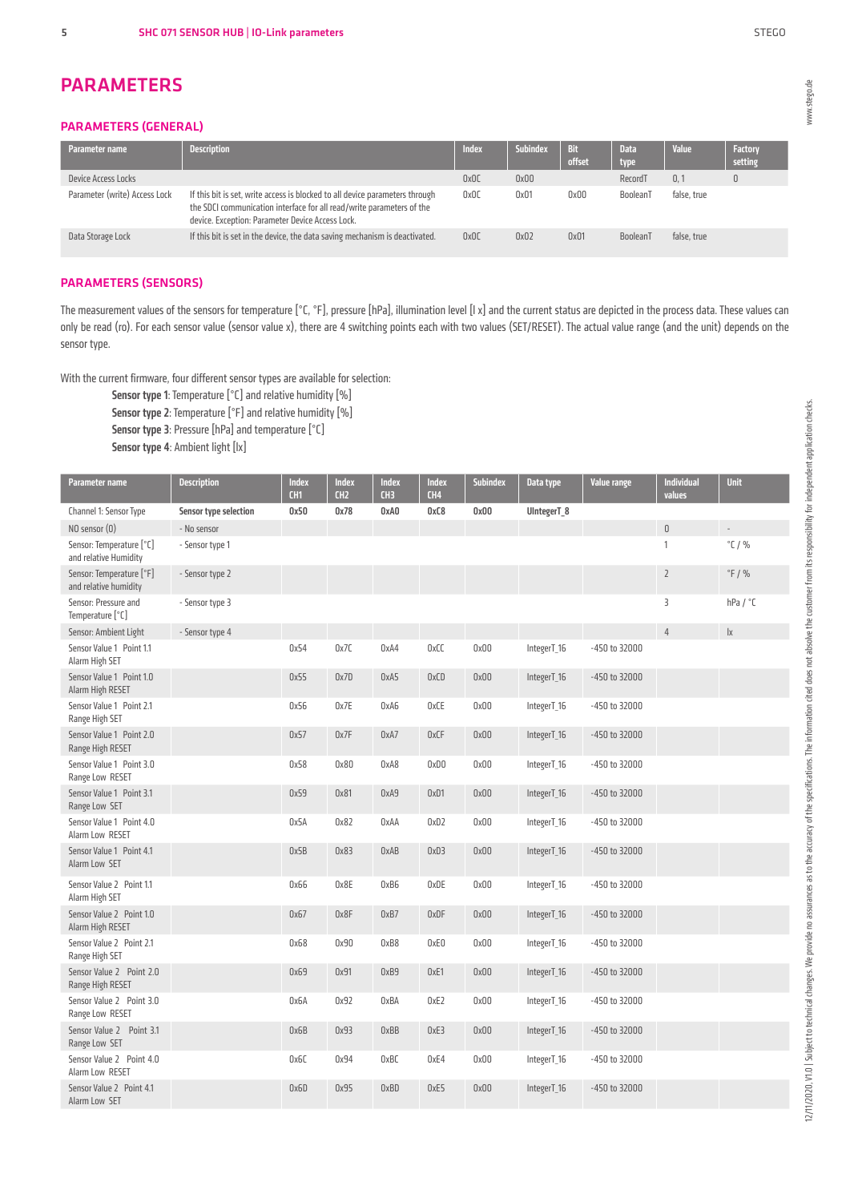# PARAMETERS

## PARAMETERS (GENERAL)

| Parameter name | Description | Index | Subindex | Bit offset | Data type | Value | Factory setting |
|---|---|---|---|---|---|---|---|
| Device Access Locks | | 0x0C | 0x00 | | RecordT | 0, 1 | 0 |
| Parameter (write) Access Lock | If this bit is set, write access is blocked to all device parameters through the SDCI communication interface for all read/write parameters of the device. Exception: Parameter Device Access Lock. | 0x0C | 0x01 | 0x00 | BooleanT | false, true | |
| Data Storage Lock | If this bit is set in the device, the data saving mechanism is deactivated. | 0x0C | 0x02 | 0x01 | BooleanT | false, true | |

## PARAMETERS (SENSORS)

The measurement values of the sensors for temperature [°C, °F], pressure [hPa], illumination level [l x] and the current status are depicted in the process data. These values can only be read (ro). For each sensor value (sensor value x), there are 4 switching points each with two values (SET/RESET). The actual value range (and the unit) depends on the sensor type.

With the current firmware, four different sensor types are available for selection:

**Sensor type 1**: Temperature [°C] and relative humidity [%]
**Sensor type 2**: Temperature [°F] and relative humidity [%]
**Sensor type 3**: Pressure [hPa] and temperature [°C]
**Sensor type 4**: Ambient light [lx]

| Parameter name | Description | Index CH1 | Index CH2 | Index CH3 | Index CH4 | Subindex | Data type | Value range | Individual values | Unit |
|---|---|---|---|---|---|---|---|---|---|---|
| Channel 1: Sensor Type | **Sensor type selection** | **0x50** | **0x78** | **0xA0** | **0xC8** | **0x00** | **UIntegerT_8** | | | |
| NO sensor (0) | - No sensor | | | | | | | | 0 | - |
| Sensor: Temperature [°C] and relative Humidity | - Sensor type 1 | | | | | | | | 1 | °C / % |
| Sensor: Temperature [°F] and relative humidity | - Sensor type 2 | | | | | | | | 2 | °F / % |
| Sensor: Pressure and Temperature [°C] | - Sensor type 3 | | | | | | | | 3 | hPa / °C |
| Sensor: Ambient Light | - Sensor type 4 | | | | | | | | 4 | lx |
| Sensor Value 1 Point 1.1 Alarm High SET | | 0x54 | 0x7C | 0xA4 | 0xCC | 0x00 | IntegerT_16 | -450 to 32000 | | |
| Sensor Value 1 Point 1.0 Alarm High RESET | | 0x55 | 0x7D | 0xA5 | 0xCD | 0x00 | IntegerT_16 | -450 to 32000 | | |
| Sensor Value 1 Point 2.1 Range High SET | | 0x56 | 0x7E | 0xA6 | 0xCE | 0x00 | IntegerT_16 | -450 to 32000 | | |
| Sensor Value 1 Point 2.0 Range High RESET | | 0x57 | 0x7F | 0xA7 | 0xCF | 0x00 | IntegerT_16 | -450 to 32000 | | |
| Sensor Value 1 Point 3.0 Range Low RESET | | 0x58 | 0x80 | 0xA8 | 0xD0 | 0x00 | IntegerT_16 | -450 to 32000 | | |
| Sensor Value 1 Point 3.1 Range Low SET | | 0x59 | 0x81 | 0xA9 | 0xD1 | 0x00 | IntegerT_16 | -450 to 32000 | | |
| Sensor Value 1 Point 4.0 Alarm Low RESET | | 0x5A | 0x82 | 0xAA | 0xD2 | 0x00 | IntegerT_16 | -450 to 32000 | | |
| Sensor Value 1 Point 4.1 Alarm Low SET | | 0x5B | 0x83 | 0xAB | 0xD3 | 0x00 | IntegerT_16 | -450 to 32000 | | |
| Sensor Value 2 Point 1.1 Alarm High SET | | 0x66 | 0x8E | 0xB6 | 0xDE | 0x00 | IntegerT_16 | -450 to 32000 | | |
| Sensor Value 2 Point 1.0 Alarm High RESET | | 0x67 | 0x8F | 0xB7 | 0xDF | 0x00 | IntegerT_16 | -450 to 32000 | | |
| Sensor Value 2 Point 2.1 Range High SET | | 0x68 | 0x90 | 0xB8 | 0xE0 | 0x00 | IntegerT_16 | -450 to 32000 | | |
| Sensor Value 2 Point 2.0 Range High RESET | | 0x69 | 0x91 | 0xB9 | 0xE1 | 0x00 | IntegerT_16 | -450 to 32000 | | |
| Sensor Value 2 Point 3.0 Range Low RESET | | 0x6A | 0x92 | 0xBA | 0xE2 | 0x00 | IntegerT_16 | -450 to 32000 | | |
| Sensor Value 2 Point 3.1 Range Low SET | | 0x6B | 0x93 | 0xBB | 0xE3 | 0x00 | IntegerT_16 | -450 to 32000 | | |
| Sensor Value 2 Point 4.0 Alarm Low RESET | | 0x6C | 0x94 | 0xBC | 0xE4 | 0x00 | IntegerT_16 | -450 to 32000 | | |
| Sensor Value 2 Point 4.1 Alarm Low SET | | 0x6D | 0x95 | 0xBD | 0xE5 | 0x00 | IntegerT_16 | -450 to 32000 | | |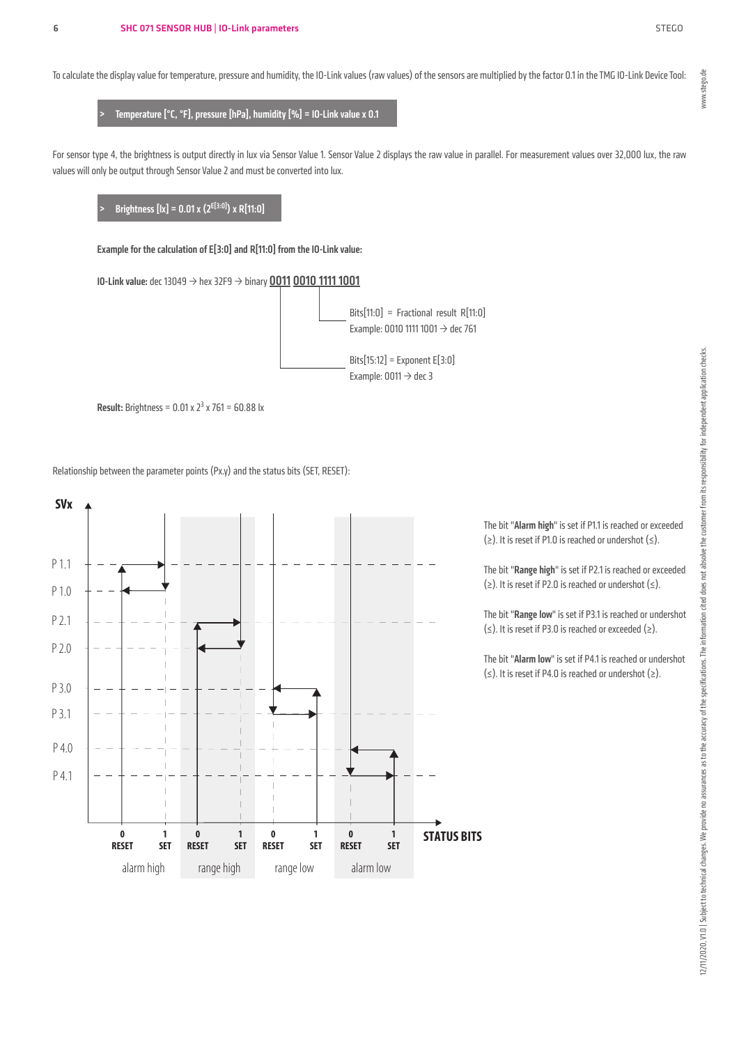To calculate the display value for temperature, pressure and humidity, the IO-Link values (raw values) of the sensors are multiplied by the factor 0.1 in the TMG IO-Link Device Tool:

> **Temperature [°C, °F], pressure [hPa], humidity [%] = IO-Link value x 0.1**

For sensor type 4, the brightness is output directly in lux via Sensor Value 1. Sensor Value 2 displays the raw value in parallel. For measurement values over 32,000 lux, the raw values will only be output through Sensor Value 2 and must be converted into lux.

> **Brightness [lx] = $0.01 \times (2^{E[3:0]}) \times R[11:0]$**

**Example for the calculation of E[3:0] and R[11:0] from the IO-Link value:**

**IO-Link value:** dec 13049 → hex 32F9 → binary **0011 0010 1111 1001**

Bits[11:0] = Fractional result R[11:0]
Example: 0010 1111 1001 → dec 761

Bits[15:12] = Exponent E[3:0]
Example: 0011 → dec 3

**Result:** Brightness = $0.01 \times 2^3 \times 761 = 60.88$ lx

Relationship between the parameter points (Px.y) and the status bits (SET, RESET):

The bit "**Alarm high**" is set if P1.1 is reached or exceeded (≥). It is reset if P1.0 is reached or undershot (≤).

The bit "**Range high**" is set if P2.1 is reached or exceeded (≥). It is reset if P2.0 is reached or undershot (≤).

The bit "**Range low**" is set if P3.1 is reached or undershot (≤). It is reset if P3.0 is reached or exceeded (≥).

The bit "**Alarm low**" is set if P4.1 is reached or undershot (≤). It is reset if P4.0 is reached or undershot (≥).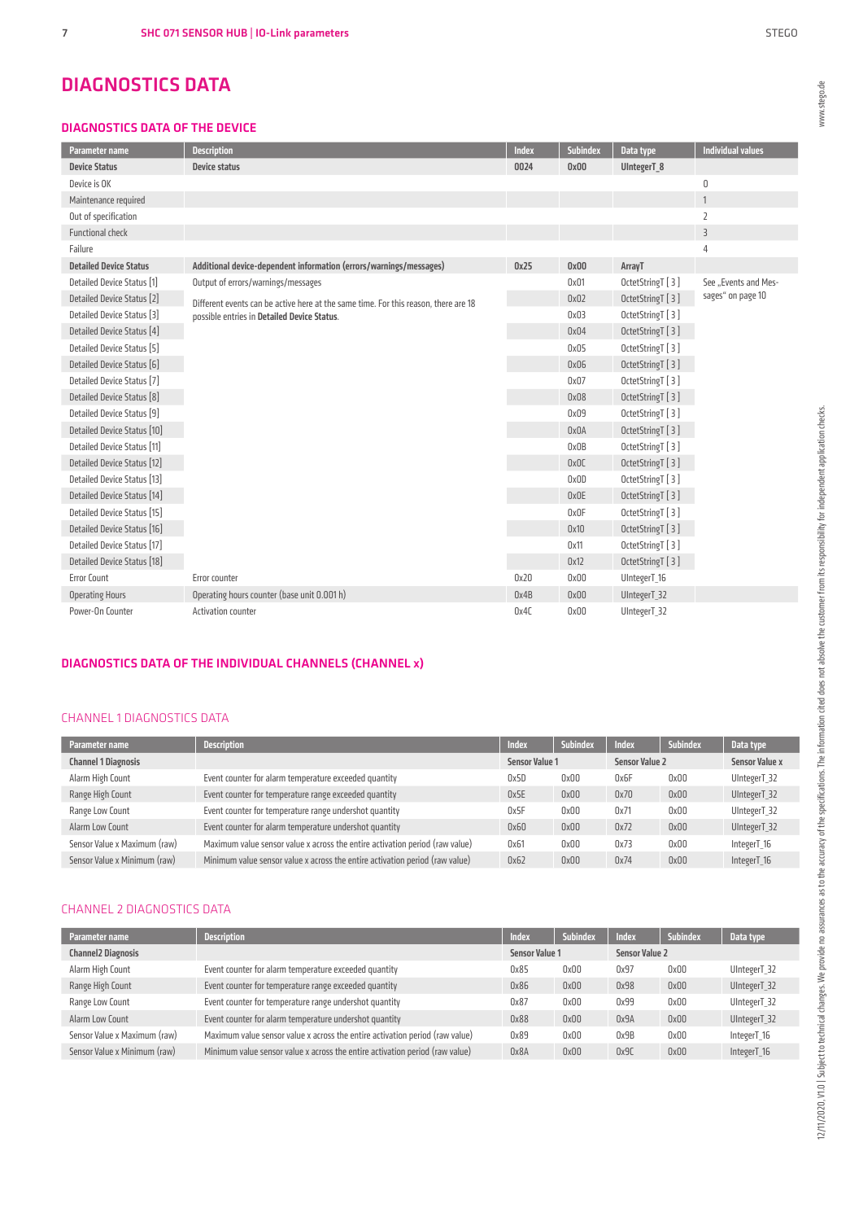# DIAGNOSTICS DATA

## DIAGNOSTICS DATA OF THE DEVICE

| Parameter name | Description | Index | Subindex | Data type | Individual values |
|---|---|---|---|---|---|
| **Device Status** | **Device status** | **0024** | **0x00** | **UIntegerT_8** | |
| Device is OK | | | | | 0 |
| Maintenance required | | | | | 1 |
| Out of specification | | | | | 2 |
| Functional check | | | | | 3 |
| Failure | | | | | 4 |
| **Detailed Device Status** | **Additional device-dependent information (errors/warnings/messages)** | **0x25** | **0x00** | **ArrayT** | |
| Detailed Device Status [1] | Output of errors/warnings/messages | | 0x01 | OctetStringT [ 3 ] | See „Events and Messages" on page 10 |
| Detailed Device Status [2] | Different events can be active here at the same time. For this reason, there are 18 possible entries in **Detailed Device Status**. | | 0x02 | OctetStringT [ 3 ] | |
| Detailed Device Status [3] | | | 0x03 | OctetStringT [ 3 ] | |
| Detailed Device Status [4] | | | 0x04 | OctetStringT [ 3 ] | |
| Detailed Device Status [5] | | | 0x05 | OctetStringT [ 3 ] | |
| Detailed Device Status [6] | | | 0x06 | OctetStringT [ 3 ] | |
| Detailed Device Status [7] | | | 0x07 | OctetStringT [ 3 ] | |
| Detailed Device Status [8] | | | 0x08 | OctetStringT [ 3 ] | |
| Detailed Device Status [9] | | | 0x09 | OctetStringT [ 3 ] | |
| Detailed Device Status [10] | | | 0x0A | OctetStringT [ 3 ] | |
| Detailed Device Status [11] | | | 0x0B | OctetStringT [ 3 ] | |
| Detailed Device Status [12] | | | 0x0C | OctetStringT [ 3 ] | |
| Detailed Device Status [13] | | | 0x0D | OctetStringT [ 3 ] | |
| Detailed Device Status [14] | | | 0x0E | OctetStringT [ 3 ] | |
| Detailed Device Status [15] | | | 0x0F | OctetStringT [ 3 ] | |
| Detailed Device Status [16] | | | 0x10 | OctetStringT [ 3 ] | |
| Detailed Device Status [17] | | | 0x11 | OctetStringT [ 3 ] | |
| Detailed Device Status [18] | | | 0x12 | OctetStringT [ 3 ] | |
| Error Count | Error counter | 0x20 | 0x00 | UIntegerT_16 | |
| Operating Hours | Operating hours counter (base unit 0.001 h) | 0x4B | 0x00 | UIntegerT_32 | |
| Power-On Counter | Activation counter | 0x4C | 0x00 | UIntegerT_32 | |

## DIAGNOSTICS DATA OF THE INDIVIDUAL CHANNELS (CHANNEL x)

### CHANNEL 1 DIAGNOSTICS DATA

| Parameter name | Description | Index | Subindex | Index | Subindex | Data type |
|---|---|---|---|---|---|---|
| **Channel 1 Diagnosis** | | **Sensor Value 1** | | **Sensor Value 2** | | **Sensor Value x** |
| Alarm High Count | Event counter for alarm temperature exceeded quantity | 0x5D | 0x00 | 0x6F | 0x00 | UIntegerT_32 |
| Range High Count | Event counter for temperature range exceeded quantity | 0x5E | 0x00 | 0x70 | 0x00 | UIntegerT_32 |
| Range Low Count | Event counter for temperature range undershot quantity | 0x5F | 0x00 | 0x71 | 0x00 | UIntegerT_32 |
| Alarm Low Count | Event counter for alarm temperature undershot quantity | 0x60 | 0x00 | 0x72 | 0x00 | UIntegerT_32 |
| Sensor Value x Maximum (raw) | Maximum value sensor value x across the entire activation period (raw value) | 0x61 | 0x00 | 0x73 | 0x00 | IntegerT_16 |
| Sensor Value x Minimum (raw) | Minimum value sensor value x across the entire activation period (raw value) | 0x62 | 0x00 | 0x74 | 0x00 | IntegerT_16 |

### CHANNEL 2 DIAGNOSTICS DATA

| Parameter name | Description | Index | Subindex | Index | Subindex | Data type |
|---|---|---|---|---|---|---|
| **Channel2 Diagnosis** | | **Sensor Value 1** | | **Sensor Value 2** | | |
| Alarm High Count | Event counter for alarm temperature exceeded quantity | 0x85 | 0x00 | 0x97 | 0x00 | UIntegerT_32 |
| Range High Count | Event counter for temperature range exceeded quantity | 0x86 | 0x00 | 0x98 | 0x00 | UIntegerT_32 |
| Range Low Count | Event counter for temperature range undershot quantity | 0x87 | 0x00 | 0x99 | 0x00 | UIntegerT_32 |
| Alarm Low Count | Event counter for alarm temperature undershot quantity | 0x88 | 0x00 | 0x9A | 0x00 | UIntegerT_32 |
| Sensor Value x Maximum (raw) | Maximum value sensor value x across the entire activation period (raw value) | 0x89 | 0x00 | 0x9B | 0x00 | IntegerT_16 |
| Sensor Value x Minimum (raw) | Minimum value sensor value x across the entire activation period (raw value) | 0x8A | 0x00 | 0x9C | 0x00 | IntegerT_16 |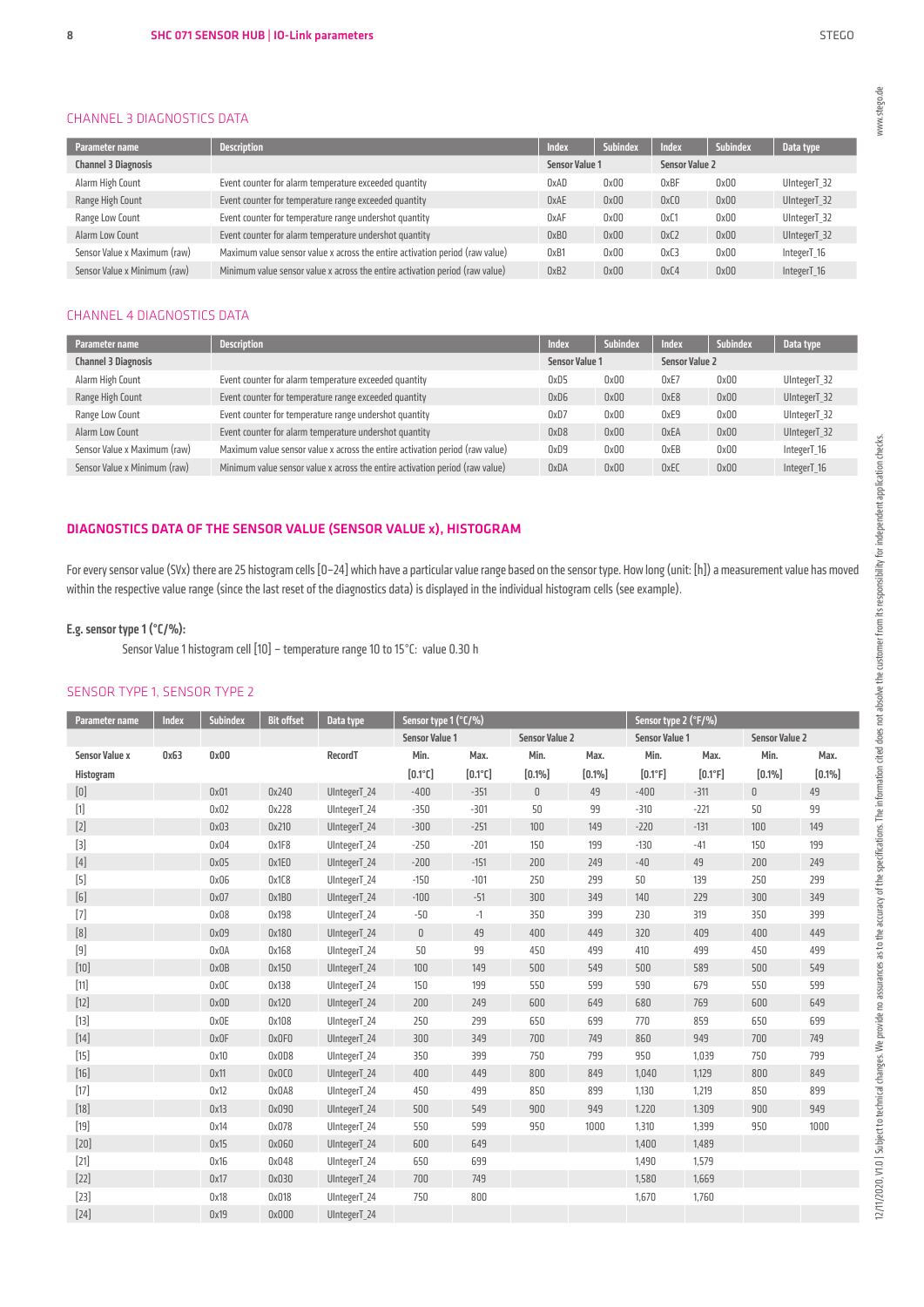## CHANNEL 3 DIAGNOSTICS DATA

| Parameter name | Description | Index | Subindex | Index | Subindex | Data type |
|---|---|---|---|---|---|---|
| **Channel 3 Diagnosis** | | **Sensor Value 1** | | **Sensor Value 2** | | |
| Alarm High Count | Event counter for alarm temperature exceeded quantity | 0xAD | 0x00 | 0xBF | 0x00 | UIntegerT_32 |
| Range High Count | Event counter for temperature range exceeded quantity | 0xAE | 0x00 | 0xC0 | 0x00 | UIntegerT_32 |
| Range Low Count | Event counter for temperature range undershot quantity | 0xAF | 0x00 | 0xC1 | 0x00 | UIntegerT_32 |
| Alarm Low Count | Event counter for alarm temperature undershot quantity | 0xB0 | 0x00 | 0xC2 | 0x00 | UIntegerT_32 |
| Sensor Value x Maximum (raw) | Maximum value sensor value x across the entire activation period (raw value) | 0xB1 | 0x00 | 0xC3 | 0x00 | IntegerT_16 |
| Sensor Value x Minimum (raw) | Minimum value sensor value x across the entire activation period (raw value) | 0xB2 | 0x00 | 0xC4 | 0x00 | IntegerT_16 |

## CHANNEL 4 DIAGNOSTICS DATA

| Parameter name | Description | Index | Subindex | Index | Subindex | Data type |
|---|---|---|---|---|---|---|
| **Channel 3 Diagnosis** | | **Sensor Value 1** | | **Sensor Value 2** | | |
| Alarm High Count | Event counter for alarm temperature exceeded quantity | 0xD5 | 0x00 | 0xE7 | 0x00 | UIntegerT_32 |
| Range High Count | Event counter for temperature range exceeded quantity | 0xD6 | 0x00 | 0xE8 | 0x00 | UIntegerT_32 |
| Range Low Count | Event counter for temperature range undershot quantity | 0xD7 | 0x00 | 0xE9 | 0x00 | UIntegerT_32 |
| Alarm Low Count | Event counter for alarm temperature undershot quantity | 0xD8 | 0x00 | 0xEA | 0x00 | UIntegerT_32 |
| Sensor Value x Maximum (raw) | Maximum value sensor value x across the entire activation period (raw value) | 0xD9 | 0x00 | 0xEB | 0x00 | IntegerT_16 |
| Sensor Value x Minimum (raw) | Minimum value sensor value x across the entire activation period (raw value) | 0xDA | 0x00 | 0xEC | 0x00 | IntegerT_16 |

## DIAGNOSTICS DATA OF THE SENSOR VALUE (SENSOR VALUE x), HISTOGRAM

For every sensor value (SVx) there are 25 histogram cells [0–24] which have a particular value range based on the sensor type. How long (unit: [h]) a measurement value has moved within the respective value range (since the last reset of the diagnostics data) is displayed in the individual histogram cells (see example).

**E.g. sensor type 1 (°C/%):**

Sensor Value 1 histogram cell [10] – temperature range 10 to 15°C: value 0.30 h

## SENSOR TYPE 1, SENSOR TYPE 2

| Parameter name | Index | Subindex | Bit offset | Data type | Sensor type 1 (°C/%) | | | | Sensor type 2 (°F/%) | | | |
|---|---|---|---|---|---|---|---|---|---|---|---|---|
| | | | | | Sensor Value 1 | | Sensor Value 2 | | Sensor Value 1 | | Sensor Value 2 | |
| **Sensor Value x** | **0x63** | **0x00** | | RecordT | Min. | Max. | Min. | Max. | Min. | Max. | Min. | Max. |
| **Histogram** | | | | | [0.1°C] | [0.1°C] | [0.1%] | [0.1%] | [0.1°F] | [0.1°F] | [0.1%] | [0.1%] |
| [0] | | 0x01 | 0x240 | UIntegerT_24 | -400 | -351 | 0 | 49 | -400 | -311 | 0 | 49 |
| [1] | | 0x02 | 0x228 | UIntegerT_24 | -350 | -301 | 50 | 99 | -310 | -221 | 50 | 99 |
| [2] | | 0x03 | 0x210 | UIntegerT_24 | -300 | -251 | 100 | 149 | -220 | -131 | 100 | 149 |
| [3] | | 0x04 | 0x1F8 | UIntegerT_24 | -250 | -201 | 150 | 199 | -130 | -41 | 150 | 199 |
| [4] | | 0x05 | 0x1E0 | UIntegerT_24 | -200 | -151 | 200 | 249 | -40 | 49 | 200 | 249 |
| [5] | | 0x06 | 0x1C8 | UIntegerT_24 | -150 | -101 | 250 | 299 | 50 | 139 | 250 | 299 |
| [6] | | 0x07 | 0x1B0 | UIntegerT_24 | -100 | -51 | 300 | 349 | 140 | 229 | 300 | 349 |
| [7] | | 0x08 | 0x198 | UIntegerT_24 | -50 | -1 | 350 | 399 | 230 | 319 | 350 | 399 |
| [8] | | 0x09 | 0x180 | UIntegerT_24 | 0 | 49 | 400 | 449 | 320 | 409 | 400 | 449 |
| [9] | | 0x0A | 0x168 | UIntegerT_24 | 50 | 99 | 450 | 499 | 410 | 499 | 450 | 499 |
| [10] | | 0x0B | 0x150 | UIntegerT_24 | 100 | 149 | 500 | 549 | 500 | 589 | 500 | 549 |
| [11] | | 0x0C | 0x138 | UIntegerT_24 | 150 | 199 | 550 | 599 | 590 | 679 | 550 | 599 |
| [12] | | 0x0D | 0x120 | UIntegerT_24 | 200 | 249 | 600 | 649 | 680 | 769 | 600 | 649 |
| [13] | | 0x0E | 0x108 | UIntegerT_24 | 250 | 299 | 650 | 699 | 770 | 859 | 650 | 699 |
| [14] | | 0x0F | 0x0F0 | UIntegerT_24 | 300 | 349 | 700 | 749 | 860 | 949 | 700 | 749 |
| [15] | | 0x10 | 0x0D8 | UIntegerT_24 | 350 | 399 | 750 | 799 | 950 | 1,039 | 750 | 799 |
| [16] | | 0x11 | 0x0C0 | UIntegerT_24 | 400 | 449 | 800 | 849 | 1,040 | 1,129 | 800 | 849 |
| [17] | | 0x12 | 0x0A8 | UIntegerT_24 | 450 | 499 | 850 | 899 | 1,130 | 1,219 | 850 | 899 |
| [18] | | 0x13 | 0x090 | UIntegerT_24 | 500 | 549 | 900 | 949 | 1.220 | 1.309 | 900 | 949 |
| [19] | | 0x14 | 0x078 | UIntegerT_24 | 550 | 599 | 950 | 1000 | 1,310 | 1,399 | 950 | 1000 |
| [20] | | 0x15 | 0x060 | UIntegerT_24 | 600 | 649 | | | 1,400 | 1,489 | | |
| [21] | | 0x16 | 0x048 | UIntegerT_24 | 650 | 699 | | | 1,490 | 1,579 | | |
| [22] | | 0x17 | 0x030 | UIntegerT_24 | 700 | 749 | | | 1,580 | 1,669 | | |
| [23] | | 0x18 | 0x018 | UIntegerT_24 | 750 | 800 | | | 1,670 | 1,760 | | |
| [24] | | 0x19 | 0x000 | UIntegerT_24 | | | | | | | | |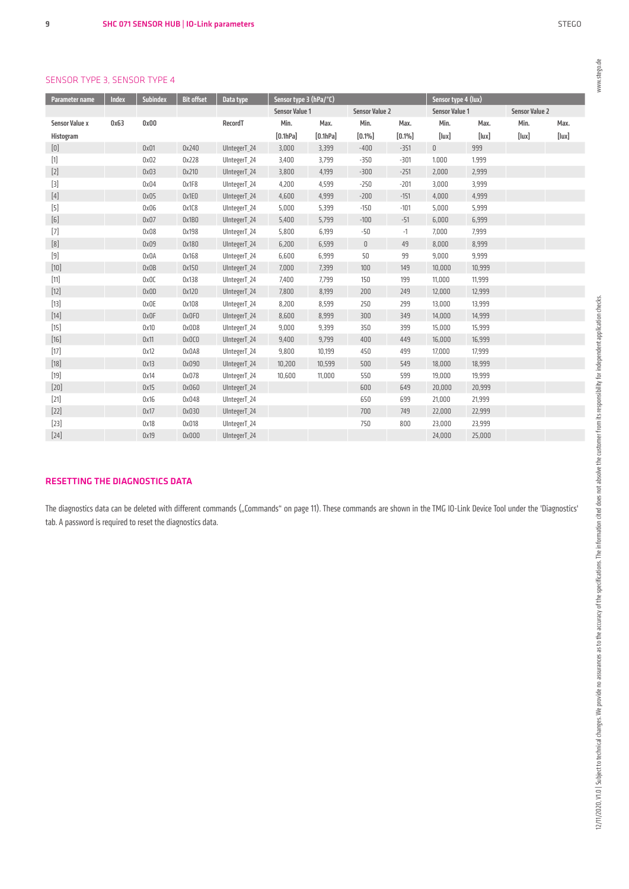## SENSOR TYPE 3, SENSOR TYPE 4

| Parameter name | Index | Subindex | Bit offset | Data type | Sensor type 3 (hPa/°C) | | | | Sensor type 4 (lux) | | | |
|---|---|---|---|---|---|---|---|---|---|---|---|---|
| | | | | | Sensor Value 1 | | Sensor Value 2 | | Sensor Value 1 | | Sensor Value 2 | |
| Sensor Value x | 0x63 | 0x00 | | RecordT | Min. | Max. | Min. | Max. | Min. | Max. | Min. | Max. |
| Histogram | | | | | [0.1hPa] | [0.1hPa] | [0.1%] | [0.1%] | [lux] | [lux] | [lux] | [lux] |
| [0] | | 0x01 | 0x240 | UIntegerT_24 | 3,000 | 3,399 | -400 | -351 | 0 | 999 | | |
| [1] | | 0x02 | 0x228 | UIntegerT_24 | 3,400 | 3,799 | -350 | -301 | 1.000 | 1.999 | | |
| [2] | | 0x03 | 0x210 | UIntegerT_24 | 3,800 | 4,199 | -300 | -251 | 2,000 | 2,999 | | |
| [3] | | 0x04 | 0x1F8 | UIntegerT_24 | 4,200 | 4,599 | -250 | -201 | 3,000 | 3,999 | | |
| [4] | | 0x05 | 0x1E0 | UIntegerT_24 | 4,600 | 4,999 | -200 | -151 | 4,000 | 4,999 | | |
| [5] | | 0x06 | 0x1C8 | UIntegerT_24 | 5,000 | 5,399 | -150 | -101 | 5,000 | 5,999 | | |
| [6] | | 0x07 | 0x1B0 | UIntegerT_24 | 5,400 | 5,799 | -100 | -51 | 6,000 | 6,999 | | |
| [7] | | 0x08 | 0x198 | UIntegerT_24 | 5,800 | 6,199 | -50 | -1 | 7,000 | 7,999 | | |
| [8] | | 0x09 | 0x180 | UIntegerT_24 | 6,200 | 6,599 | 0 | 49 | 8,000 | 8,999 | | |
| [9] | | 0x0A | 0x168 | UIntegerT_24 | 6,600 | 6,999 | 50 | 99 | 9,000 | 9,999 | | |
| [10] | | 0x0B | 0x150 | UIntegerT_24 | 7,000 | 7,399 | 100 | 149 | 10,000 | 10,999 | | |
| [11] | | 0x0C | 0x138 | UIntegerT_24 | 7,400 | 7,799 | 150 | 199 | 11,000 | 11,999 | | |
| [12] | | 0x0D | 0x120 | UIntegerT_24 | 7,800 | 8,199 | 200 | 249 | 12,000 | 12,999 | | |
| [13] | | 0x0E | 0x108 | UIntegerT_24 | 8,200 | 8,599 | 250 | 299 | 13,000 | 13,999 | | |
| [14] | | 0x0F | 0x0F0 | UIntegerT_24 | 8,600 | 8,999 | 300 | 349 | 14,000 | 14,999 | | |
| [15] | | 0x10 | 0x0D8 | UIntegerT_24 | 9,000 | 9,399 | 350 | 399 | 15,000 | 15,999 | | |
| [16] | | 0x11 | 0x0C0 | UIntegerT_24 | 9,400 | 9,799 | 400 | 449 | 16,000 | 16,999 | | |
| [17] | | 0x12 | 0x0A8 | UIntegerT_24 | 9,800 | 10,199 | 450 | 499 | 17,000 | 17,999 | | |
| [18] | | 0x13 | 0x090 | UIntegerT_24 | 10,200 | 10,599 | 500 | 549 | 18,000 | 18,999 | | |
| [19] | | 0x14 | 0x078 | UIntegerT_24 | 10,600 | 11,000 | 550 | 599 | 19,000 | 19,999 | | |
| [20] | | 0x15 | 0x060 | UIntegerT_24 | | | 600 | 649 | 20,000 | 20,999 | | |
| [21] | | 0x16 | 0x048 | UIntegerT_24 | | | 650 | 699 | 21,000 | 21,999 | | |
| [22] | | 0x17 | 0x030 | UIntegerT_24 | | | 700 | 749 | 22,000 | 22,999 | | |
| [23] | | 0x18 | 0x018 | UIntegerT_24 | | | 750 | 800 | 23,000 | 23,999 | | |
| [24] | | 0x19 | 0x000 | UIntegerT_24 | | | | | 24,000 | 25,000 | | |

## RESETTING THE DIAGNOSTICS DATA

The diagnostics data can be deleted with different commands („Commands" on page 11). These commands are shown in the TMG IO-Link Device Tool under the 'Diagnostics' tab. A password is required to reset the diagnostics data.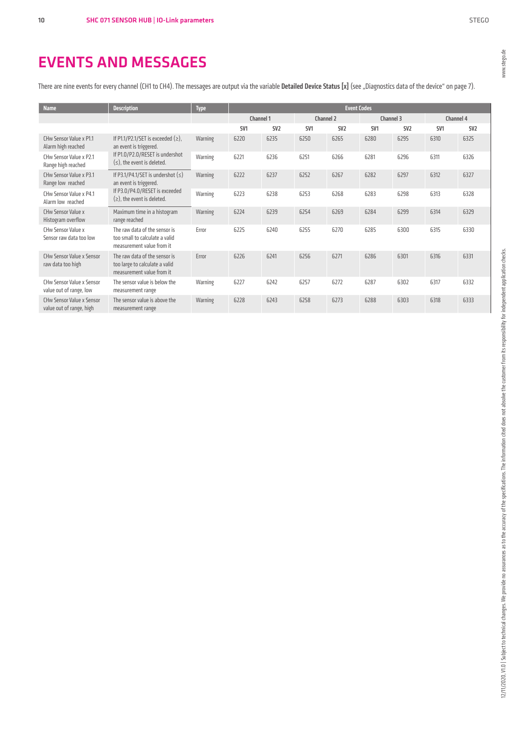# EVENTS AND MESSAGES

There are nine events for every channel (CH1 to CH4). The messages are output via the variable **Detailed Device Status [x]** (see „Diagnostics data of the device" on page 7).

| Name | Description | Type | Event Codes | | | | | | | |
|---|---|---|---|---|---|---|---|---|---|---|
| | | | Channel 1 | | Channel 2 | | Channel 3 | | Channel 4 | |
| | | | SV1 | SV2 | SV1 | SV2 | SV1 | SV2 | SV1 | SV2 |
| CHw Sensor Value x P1.1 Alarm high reached | If P1.1/P2.1/SET is exceeded (≥), an event is triggered. If P1.0/P2.0/RESET is undershot (≤), the event is deleted. | Warning | 6220 | 6235 | 6250 | 6265 | 6280 | 6295 | 6310 | 6325 |
| CHw Sensor Value x P2.1 Range high reached | | Warning | 6221 | 6236 | 6251 | 6266 | 6281 | 6296 | 6311 | 6326 |
| CHw Sensor Value x P3.1 Range low reached | If P3.1/P4.1/SET is undershot (≤) an event is triggered. If P3.0/P4.0/RESET is exceeded (≥), the event is deleted. | Warning | 6222 | 6237 | 6252 | 6267 | 6282 | 6297 | 6312 | 6327 |
| CHw Sensor Value x P4.1 Alarm low reached | | Warning | 6223 | 6238 | 6253 | 6268 | 6283 | 6298 | 6313 | 6328 |
| CHw Sensor Value x Histogram overflow | Maximum time in a histogram range reached | Warning | 6224 | 6239 | 6254 | 6269 | 6284 | 6299 | 6314 | 6329 |
| CHw Sensor Value x Sensor raw data too low | The raw data of the sensor is too small to calculate a valid measurement value from it | Error | 6225 | 6240 | 6255 | 6270 | 6285 | 6300 | 6315 | 6330 |
| CHw Sensor Value x Sensor raw data too high | The raw data of the sensor is too large to calculate a valid measurement value from it | Error | 6226 | 6241 | 6256 | 6271 | 6286 | 6301 | 6316 | 6331 |
| CHw Sensor Value x Sensor value out of range, low | The sensor value is below the measurement range | Warning | 6227 | 6242 | 6257 | 6272 | 6287 | 6302 | 6317 | 6332 |
| CHw Sensor Value x Sensor value out of range, high | The sensor value is above the measurement range | Warning | 6228 | 6243 | 6258 | 6273 | 6288 | 6303 | 6318 | 6333 |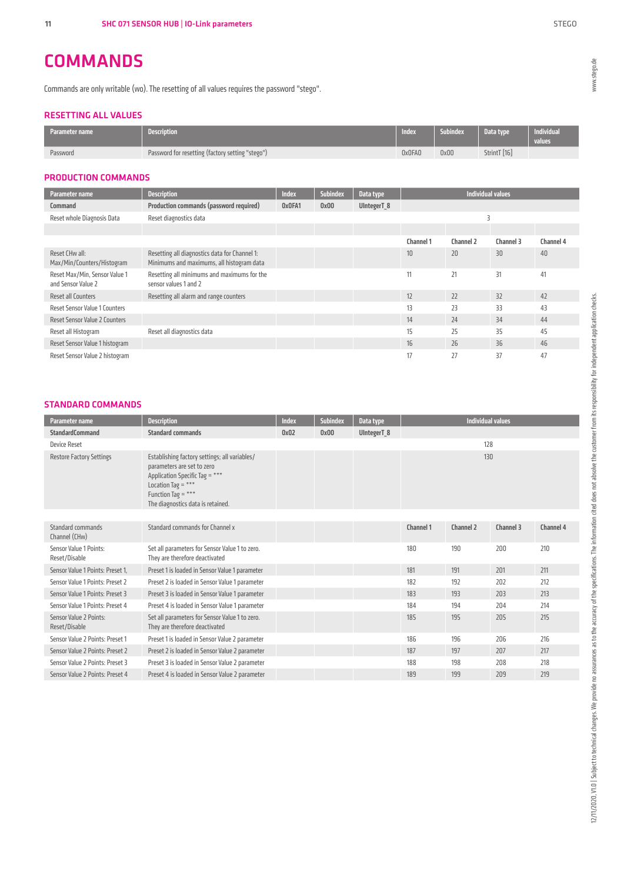# COMMANDS

Commands are only writable (wo). The resetting of all values requires the password "stego".

## RESETTING ALL VALUES

| Parameter name | Description | Index | Subindex | Data type | Individual values |
|---|---|---|---|---|---|
| Password | Password for resetting (factory setting "stego") | 0x0FA0 | 0x00 | StrintT [16] | |

## PRODUCTION COMMANDS

| Parameter name | Description | Index | Subindex | Data type | Individual values | | | |
|---|---|---|---|---|---|---|---|---|
| **Command** | **Production commands (password required)** | **0x0FA1** | **0x00** | **UIntegerT_8** | | | | |
| Reset whole Diagnosis Data | Reset diagnostics data | | | | 3 | | | |
| | | | | | | | | |
| | | | | | **Channel 1** | **Channel 2** | **Channel 3** | **Channel 4** |
| Reset CHw all: Max/Min/Counters/Histogram | Resetting all diagnostics data for Channel 1: Minimums and maximums, all histogram data | | | | 10 | 20 | 30 | 40 |
| Reset Max/Min, Sensor Value 1 and Sensor Value 2 | Resetting all minimums and maximums for the sensor values 1 and 2 | | | | 11 | 21 | 31 | 41 |
| Reset all Counters | Resetting all alarm and range counters | | | | 12 | 22 | 32 | 42 |
| Reset Sensor Value 1 Counters | | | | | 13 | 23 | 33 | 43 |
| Reset Sensor Value 2 Counters | | | | | 14 | 24 | 34 | 44 |
| Reset all Histogram | Reset all diagnostics data | | | | 15 | 25 | 35 | 45 |
| Reset Sensor Value 1 histogram | | | | | 16 | 26 | 36 | 46 |
| Reset Sensor Value 2 histogram | | | | | 17 | 27 | 37 | 47 |

## STANDARD COMMANDS

| Parameter name | Description | Index | Subindex | Data type | Individual values | | | |
|---|---|---|---|---|---|---|---|---|
| **StandardCommand** | **Standard commands** | **0x02** | **0x00** | **UIntegerT_8** | | | | |
| Device Reset | | | | | 128 | | | |
| Restore Factory Settings | Establishing factory settings; all variables/ parameters are set to zero<br>Application Specific Tag = ***<br>Location Tag = ***<br>Function Tag = ***<br>The diagnostics data is retained. | | | | 130 | | | |
| | | | | | | | | |
| Standard commands Channel (CHw) | Standard commands for Channel x | | | | **Channel 1** | **Channel 2** | **Channel 3** | **Channel 4** |
| Sensor Value 1 Points: Reset/Disable | Set all parameters for Sensor Value 1 to zero. They are therefore deactivated | | | | 180 | 190 | 200 | 210 |
| Sensor Value 1 Points: Preset 1, | Preset 1 is loaded in Sensor Value 1 parameter | | | | 181 | 191 | 201 | 211 |
| Sensor Value 1 Points: Preset 2 | Preset 2 is loaded in Sensor Value 1 parameter | | | | 182 | 192 | 202 | 212 |
| Sensor Value 1 Points: Preset 3 | Preset 3 is loaded in Sensor Value 1 parameter | | | | 183 | 193 | 203 | 213 |
| Sensor Value 1 Points: Preset 4 | Preset 4 is loaded in Sensor Value 1 parameter | | | | 184 | 194 | 204 | 214 |
| Sensor Value 2 Points: Reset/Disable | Set all parameters for Sensor Value 1 to zero. They are therefore deactivated | | | | 185 | 195 | 205 | 215 |
| Sensor Value 2 Points: Preset 1 | Preset 1 is loaded in Sensor Value 2 parameter | | | | 186 | 196 | 206 | 216 |
| Sensor Value 2 Points: Preset 2 | Preset 2 is loaded in Sensor Value 2 parameter | | | | 187 | 197 | 207 | 217 |
| Sensor Value 2 Points: Preset 3 | Preset 3 is loaded in Sensor Value 2 parameter | | | | 188 | 198 | 208 | 218 |
| Sensor Value 2 Points: Preset 4 | Preset 4 is loaded in Sensor Value 2 parameter | | | | 189 | 199 | 209 | 219 |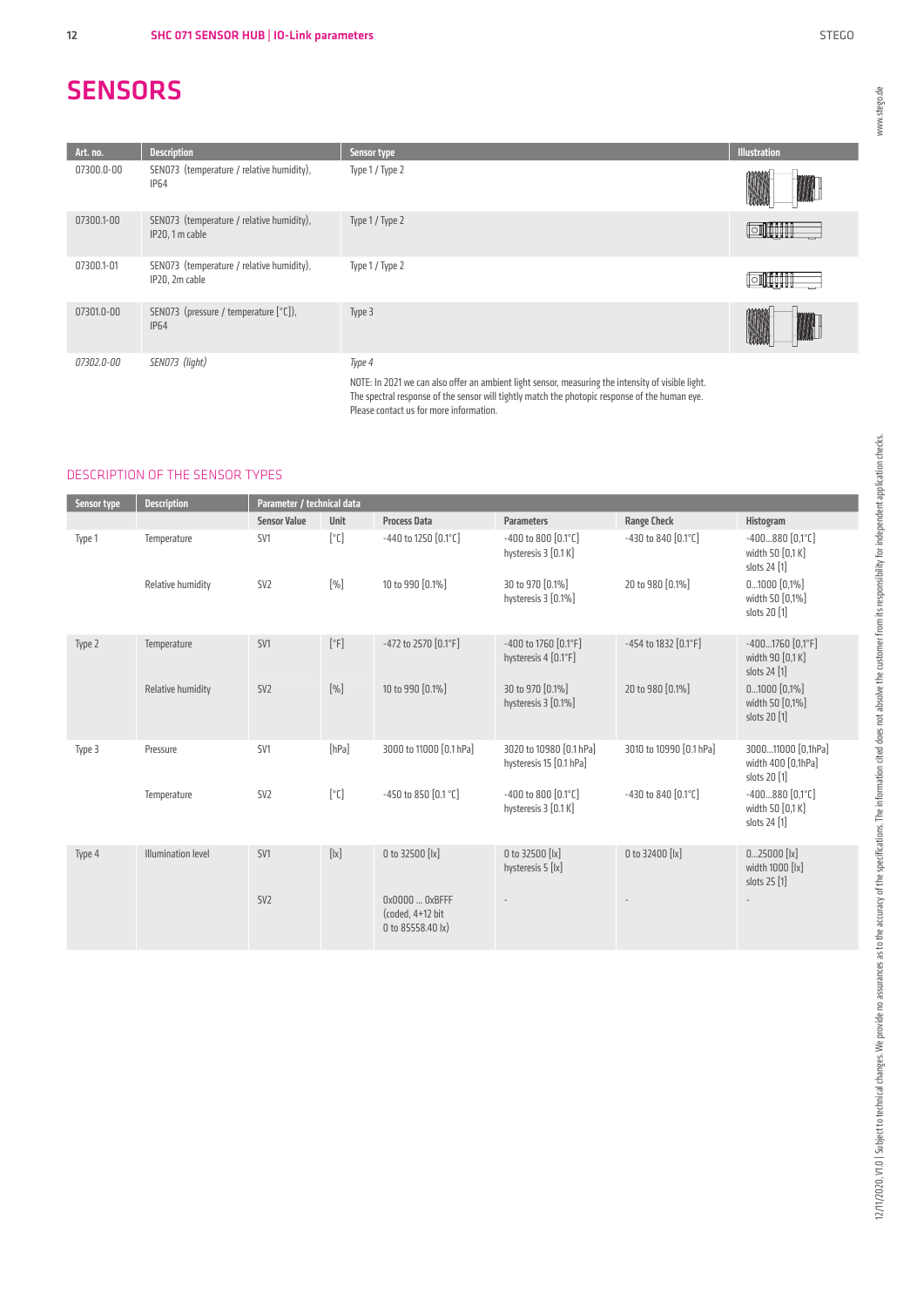# SENSORS

| Art. no. | Description | Sensor type | Illustration |
|---|---|---|---|
| 07300.0-00 | SEN073 (temperature / relative humidity), IP64 | Type 1 / Type 2 | |
| 07300.1-00 | SEN073 (temperature / relative humidity), IP20, 1 m cable | Type 1 / Type 2 | |
| 07300.1-01 | SEN073 (temperature / relative humidity), IP20, 2m cable | Type 1 / Type 2 | |
| 07301.0-00 | SEN073 (pressure / temperature [°C]), IP64 | Type 3 | |
| *07302.0-00* | *SEN073 (light)* | *Type 4* NOTE: In 2021 we can also offer an ambient light sensor, measuring the intensity of visible light. The spectral response of the sensor will tightly match the photopic response of the human eye. Please contact us for more information. | |

## DESCRIPTION OF THE SENSOR TYPES

| Sensor type | Description | Parameter / technical data | | | | | |
|---|---|---|---|---|---|---|---|
| | | Sensor Value | Unit | Process Data | Parameters | Range Check | Histogram |
| Type 1 | Temperature | SV1 | [°C] | -440 to 1250 [0.1°C] | -400 to 800 [0.1°C] hysteresis 3 [0.1 K] | -430 to 840 [0.1°C] | -400...880 [0,1°C] width 50 [0,1 K] slots 24 [1] |
| | Relative humidity | SV2 | [%] | 10 to 990 [0.1%] | 30 to 970 [0.1%] hysteresis 3 [0.1%] | 20 to 980 [0.1%] | 0...1000 [0,1%] width 50 [0,1%] slots 20 [1] |
| Type 2 | Temperature | SV1 | [°F] | -472 to 2570 [0.1°F] | -400 to 1760 [0.1°F] hysteresis 4 [0.1°F] | -454 to 1832 [0.1°F] | -400...1760 [0,1°F] width 90 [0,1 K] slots 24 [1] |
| | Relative humidity | SV2 | [%] | 10 to 990 [0.1%] | 30 to 970 [0.1%] hysteresis 3 [0.1%] | 20 to 980 [0.1%] | 0...1000 [0,1%] width 50 [0,1%] slots 20 [1] |
| Type 3 | Pressure | SV1 | [hPa] | 3000 to 11000 [0.1 hPa] | 3020 to 10980 [0.1 hPa] hysteresis 15 [0.1 hPa] | 3010 to 10990 [0.1 hPa] | 3000...11000 [0,1hPa] width 400 [0,1hPa] slots 20 [1] |
| | Temperature | SV2 | [°C] | -450 to 850 [0.1 °C] | -400 to 800 [0.1°C] hysteresis 3 [0.1 K] | -430 to 840 [0.1°C] | -400...880 [0,1°C] width 50 [0,1 K] slots 24 [1] |
| Type 4 | Illumination level | SV1 | [lx] | 0 to 32500 [lx] | 0 to 32500 [lx] hysteresis 5 [lx] | 0 to 32400 [lx] | 0...25000 [lx] width 1000 [lx] slots 25 [1] |
| | | SV2 | | 0x0000 ... 0xBFFF (coded, 4+12 bit 0 to 85558.40 lx) | - | - | - |

www.stego.de

12/11/2020, V1.0 | Subject to technical changes. We provide no assurances as to the accuracy of the specifications. The information cited does not absolve the customer from its responsibility for independent application checks.